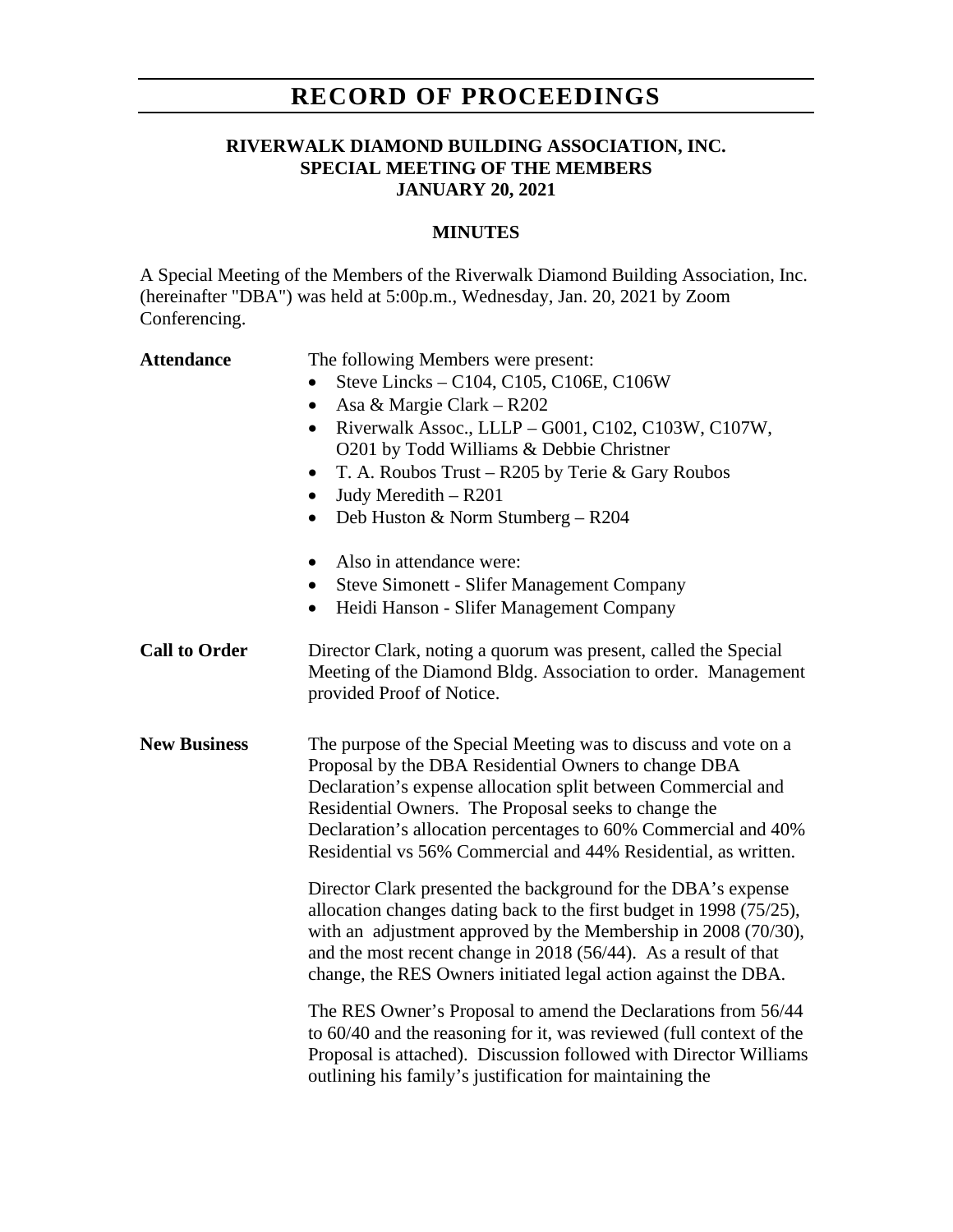# RECORD OF PROCEEDINGS

**RIVERWALK DIAMOND BUILDING ASSOCIATION, INC.**
**SPECIAL MEETING OF THE MEMBERS**
**JANUARY 20, 2021**

**MINUTES**

A Special Meeting of the Members of the Riverwalk Diamond Building Association, Inc. (hereinafter "DBA") was held at 5:00p.m., Wednesday, Jan. 20, 2021 by Zoom Conferencing.

**Attendance**

The following Members were present:

- Steve Lincks – C104, C105, C106E, C106W
- Asa & Margie Clark – R202
- Riverwalk Assoc., LLLP – G001, C102, C103W, C107W, O201 by Todd Williams & Debbie Christner
- T. A. Roubos Trust – R205 by Terie & Gary Roubos
- Judy Meredith – R201
- Deb Huston & Norm Stumberg – R204

- Also in attendance were:
- Steve Simonett - Slifer Management Company
- Heidi Hanson - Slifer Management Company

**Call to Order**

Director Clark, noting a quorum was present, called the Special Meeting of the Diamond Bldg. Association to order. Management provided Proof of Notice.

**New Business**

The purpose of the Special Meeting was to discuss and vote on a Proposal by the DBA Residential Owners to change DBA Declaration's expense allocation split between Commercial and Residential Owners. The Proposal seeks to change the Declaration's allocation percentages to 60% Commercial and 40% Residential vs 56% Commercial and 44% Residential, as written.

Director Clark presented the background for the DBA's expense allocation changes dating back to the first budget in 1998 (75/25), with an adjustment approved by the Membership in 2008 (70/30), and the most recent change in 2018 (56/44). As a result of that change, the RES Owners initiated legal action against the DBA.

The RES Owner's Proposal to amend the Declarations from 56/44 to 60/40 and the reasoning for it, was reviewed (full context of the Proposal is attached). Discussion followed with Director Williams outlining his family's justification for maintaining the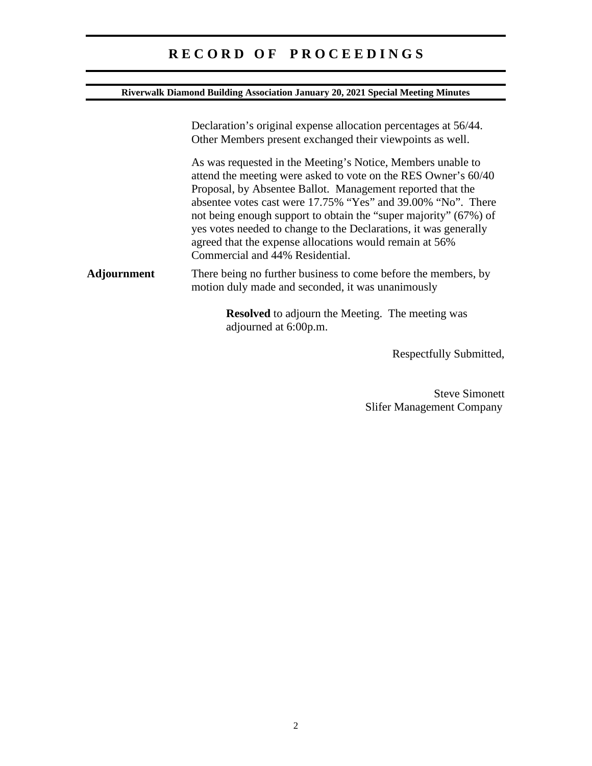Declaration's original expense allocation percentages at 56/44. Other Members present exchanged their viewpoints as well.

As was requested in the Meeting's Notice, Members unable to attend the meeting were asked to vote on the RES Owner's 60/40 Proposal, by Absentee Ballot. Management reported that the absentee votes cast were 17.75% "Yes" and 39.00% "No". There not being enough support to obtain the "super majority" (67%) of yes votes needed to change to the Declarations, it was generally agreed that the expense allocations would remain at 56% Commercial and 44% Residential.

**Adjournment**

There being no further business to come before the members, by motion duly made and seconded, it was unanimously

> **Resolved** to adjourn the Meeting. The meeting was adjourned at 6:00p.m.

Respectfully Submitted,

Steve Simonett
Slifer Management Company